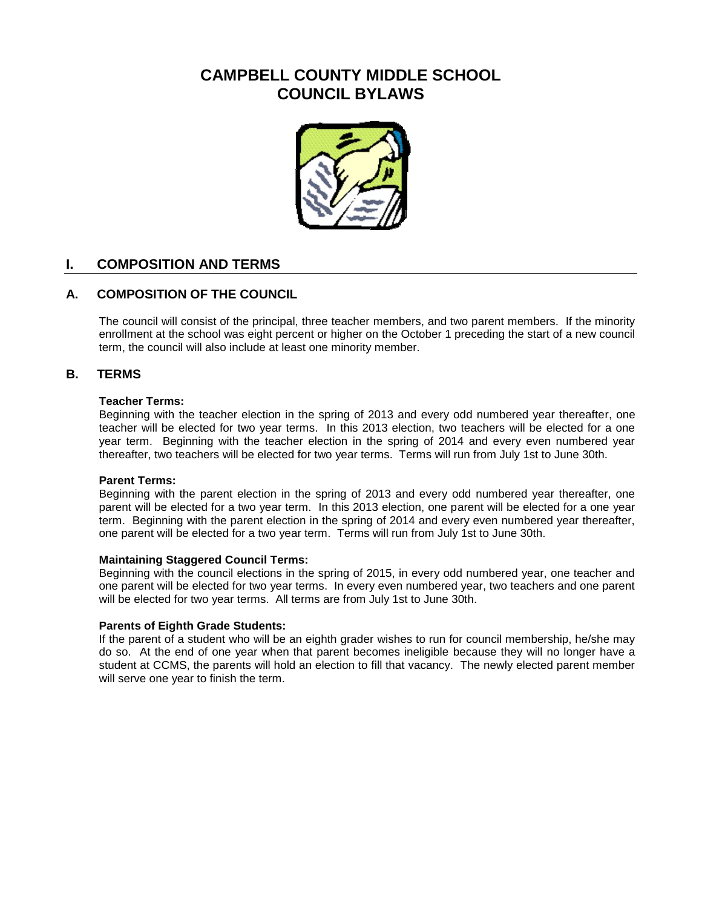# CAMPBELL COUNTY MIDDLE SCHOOL
# COUNCIL BYLAWS

## I. COMPOSITION AND TERMS

### A. COMPOSITION OF THE COUNCIL

The council will consist of the principal, three teacher members, and two parent members. If the minority enrollment at the school was eight percent or higher on the October 1 preceding the start of a new council term, the council will also include at least one minority member.

### B. TERMS

**Teacher Terms:**
Beginning with the teacher election in the spring of 2013 and every odd numbered year thereafter, one teacher will be elected for two year terms. In this 2013 election, two teachers will be elected for a one year term. Beginning with the teacher election in the spring of 2014 and every even numbered year thereafter, two teachers will be elected for two year terms. Terms will run from July 1st to June 30th.

**Parent Terms:**
Beginning with the parent election in the spring of 2013 and every odd numbered year thereafter, one parent will be elected for a two year term. In this 2013 election, one parent will be elected for a one year term. Beginning with the parent election in the spring of 2014 and every even numbered year thereafter, one parent will be elected for a two year term. Terms will run from July 1st to June 30th.

**Maintaining Staggered Council Terms:**
Beginning with the council elections in the spring of 2015, in every odd numbered year, one teacher and one parent will be elected for two year terms. In every even numbered year, two teachers and one parent will be elected for two year terms. All terms are from July 1st to June 30th.

**Parents of Eighth Grade Students:**
If the parent of a student who will be an eighth grader wishes to run for council membership, he/she may do so. At the end of one year when that parent becomes ineligible because they will no longer have a student at CCMS, the parents will hold an election to fill that vacancy. The newly elected parent member will serve one year to finish the term.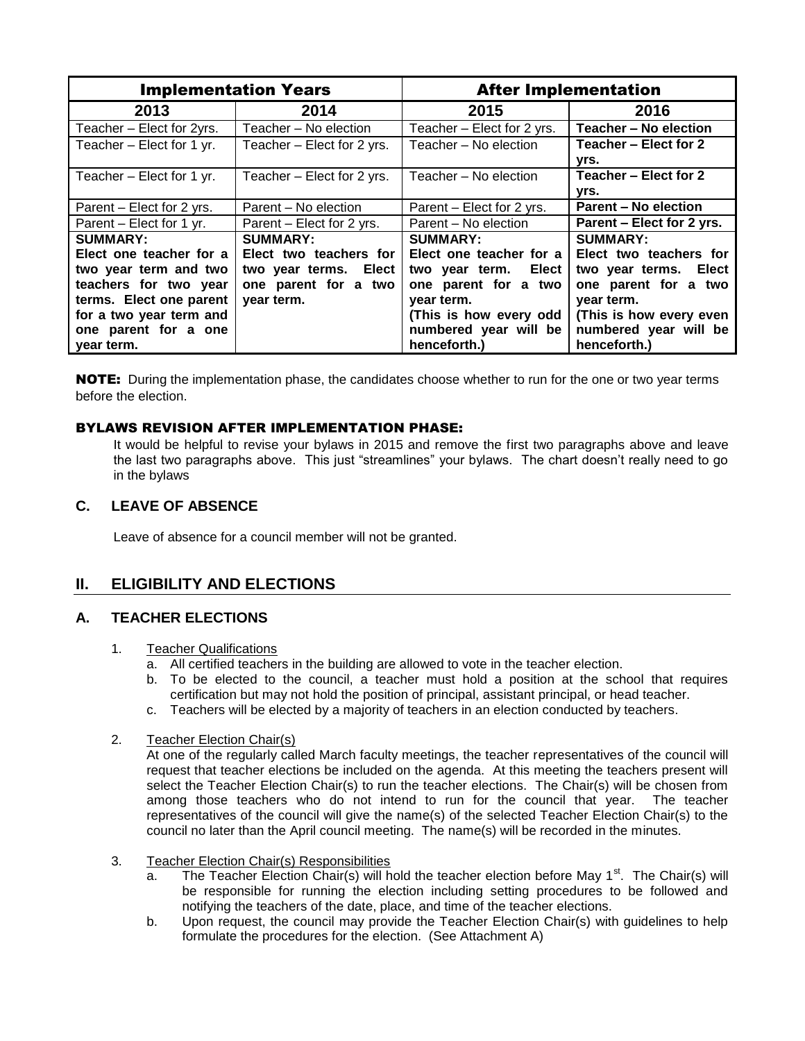| Implementation Years | | After Implementation | |
|---|---|---|---|
| **2013** | **2014** | **2015** | **2016** |
| Teacher – Elect for 2yrs. | Teacher – No election | Teacher – Elect for 2 yrs. | **Teacher – No election** |
| Teacher – Elect for 1 yr. | Teacher – Elect for 2 yrs. | Teacher – No election | **Teacher – Elect for 2 yrs.** |
| Teacher – Elect for 1 yr. | Teacher – Elect for 2 yrs. | Teacher – No election | **Teacher – Elect for 2 yrs.** |
| Parent – Elect for 2 yrs. | Parent – No election | Parent – Elect for 2 yrs. | **Parent – No election** |
| Parent – Elect for 1 yr. | Parent – Elect for 2 yrs. | Parent – No election | **Parent – Elect for 2 yrs.** |
| **SUMMARY: Elect one teacher for a two year term and two teachers for two year terms. Elect one parent for a two year term and one parent for a one year term.** | **SUMMARY: Elect two teachers for two year terms. Elect one parent for a two year term.** | **SUMMARY: Elect one teacher for a two year term. Elect one parent for a two year term. (This is how every odd numbered year will be henceforth.)** | **SUMMARY: Elect two teachers for two year terms. Elect one parent for a two year term. (This is how every even numbered year will be henceforth.)** |

**NOTE:** During the implementation phase, the candidates choose whether to run for the one or two year terms before the election.

**BYLAWS REVISION AFTER IMPLEMENTATION PHASE:**

It would be helpful to revise your bylaws in 2015 and remove the first two paragraphs above and leave the last two paragraphs above. This just "streamlines" your bylaws. The chart doesn't really need to go in the bylaws

### C. LEAVE OF ABSENCE

Leave of absence for a council member will not be granted.

## II. ELIGIBILITY AND ELECTIONS

### A. TEACHER ELECTIONS

1. Teacher Qualifications
   a. All certified teachers in the building are allowed to vote in the teacher election.
   b. To be elected to the council, a teacher must hold a position at the school that requires certification but may not hold the position of principal, assistant principal, or head teacher.
   c. Teachers will be elected by a majority of teachers in an election conducted by teachers.

2. Teacher Election Chair(s)
   At one of the regularly called March faculty meetings, the teacher representatives of the council will request that teacher elections be included on the agenda. At this meeting the teachers present will select the Teacher Election Chair(s) to run the teacher elections. The Chair(s) will be chosen from among those teachers who do not intend to run for the council that year. The teacher representatives of the council will give the name(s) of the selected Teacher Election Chair(s) to the council no later than the April council meeting. The name(s) will be recorded in the minutes.

3. Teacher Election Chair(s) Responsibilities
   a. The Teacher Election Chair(s) will hold the teacher election before May 1st. The Chair(s) will be responsible for running the election including setting procedures to be followed and notifying the teachers of the date, place, and time of the teacher elections.
   b. Upon request, the council may provide the Teacher Election Chair(s) with guidelines to help formulate the procedures for the election. (See Attachment A)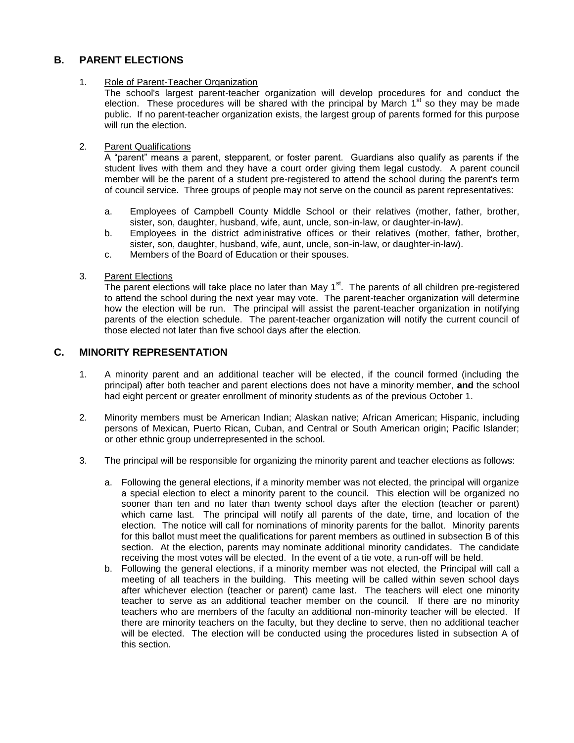## B. PARENT ELECTIONS

1. Role of Parent-Teacher Organization

   The school's largest parent-teacher organization will develop procedures for and conduct the election. These procedures will be shared with the principal by March 1st so they may be made public. If no parent-teacher organization exists, the largest group of parents formed for this purpose will run the election.

2. Parent Qualifications

   A "parent" means a parent, stepparent, or foster parent. Guardians also qualify as parents if the student lives with them and they have a court order giving them legal custody. A parent council member will be the parent of a student pre-registered to attend the school during the parent's term of council service. Three groups of people may not serve on the council as parent representatives:

   a. Employees of Campbell County Middle School or their relatives (mother, father, brother, sister, son, daughter, husband, wife, aunt, uncle, son-in-law, or daughter-in-law).
   b. Employees in the district administrative offices or their relatives (mother, father, brother, sister, son, daughter, husband, wife, aunt, uncle, son-in-law, or daughter-in-law).
   c. Members of the Board of Education or their spouses.

3. Parent Elections

   The parent elections will take place no later than May 1st. The parents of all children pre-registered to attend the school during the next year may vote. The parent-teacher organization will determine how the election will be run. The principal will assist the parent-teacher organization in notifying parents of the election schedule. The parent-teacher organization will notify the current council of those elected not later than five school days after the election.

## C. MINORITY REPRESENTATION

1. A minority parent and an additional teacher will be elected, if the council formed (including the principal) after both teacher and parent elections does not have a minority member, **and** the school had eight percent or greater enrollment of minority students as of the previous October 1.

2. Minority members must be American Indian; Alaskan native; African American; Hispanic, including persons of Mexican, Puerto Rican, Cuban, and Central or South American origin; Pacific Islander; or other ethnic group underrepresented in the school.

3. The principal will be responsible for organizing the minority parent and teacher elections as follows:

   a. Following the general elections, if a minority member was not elected, the principal will organize a special election to elect a minority parent to the council. This election will be organized no sooner than ten and no later than twenty school days after the election (teacher or parent) which came last. The principal will notify all parents of the date, time, and location of the election. The notice will call for nominations of minority parents for the ballot. Minority parents for this ballot must meet the qualifications for parent members as outlined in subsection B of this section. At the election, parents may nominate additional minority candidates. The candidate receiving the most votes will be elected. In the event of a tie vote, a run-off will be held.
   b. Following the general elections, if a minority member was not elected, the Principal will call a meeting of all teachers in the building. This meeting will be called within seven school days after whichever election (teacher or parent) came last. The teachers will elect one minority teacher to serve as an additional teacher member on the council. If there are no minority teachers who are members of the faculty an additional non-minority teacher will be elected. If there are minority teachers on the faculty, but they decline to serve, then no additional teacher will be elected. The election will be conducted using the procedures listed in subsection A of this section.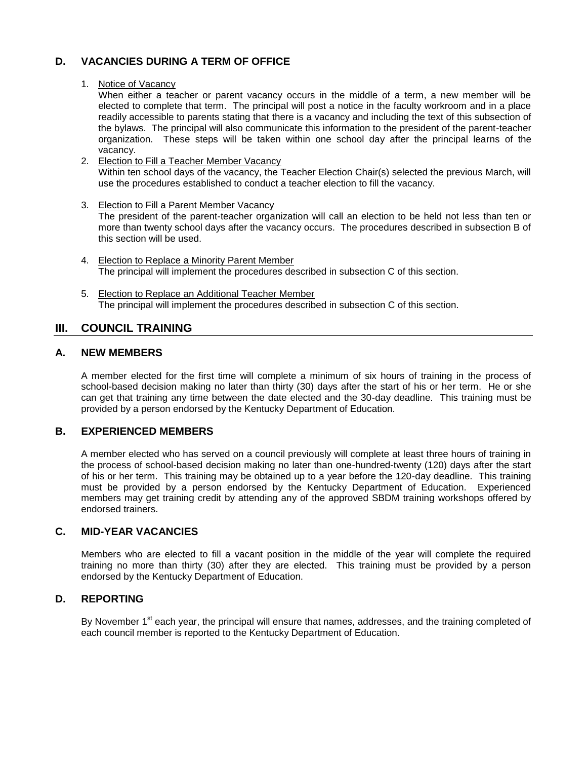### D. VACANCIES DURING A TERM OF OFFICE

1. Notice of Vacancy
   When either a teacher or parent vacancy occurs in the middle of a term, a new member will be elected to complete that term. The principal will post a notice in the faculty workroom and in a place readily accessible to parents stating that there is a vacancy and including the text of this subsection of the bylaws. The principal will also communicate this information to the president of the parent-teacher organization. These steps will be taken within one school day after the principal learns of the vacancy.
2. Election to Fill a Teacher Member Vacancy
   Within ten school days of the vacancy, the Teacher Election Chair(s) selected the previous March, will use the procedures established to conduct a teacher election to fill the vacancy.
3. Election to Fill a Parent Member Vacancy
   The president of the parent-teacher organization will call an election to be held not less than ten or more than twenty school days after the vacancy occurs. The procedures described in subsection B of this section will be used.
4. Election to Replace a Minority Parent Member
   The principal will implement the procedures described in subsection C of this section.
5. Election to Replace an Additional Teacher Member
   The principal will implement the procedures described in subsection C of this section.

## III. COUNCIL TRAINING

### A. NEW MEMBERS

A member elected for the first time will complete a minimum of six hours of training in the process of school-based decision making no later than thirty (30) days after the start of his or her term. He or she can get that training any time between the date elected and the 30-day deadline. This training must be provided by a person endorsed by the Kentucky Department of Education.

### B. EXPERIENCED MEMBERS

A member elected who has served on a council previously will complete at least three hours of training in the process of school-based decision making no later than one-hundred-twenty (120) days after the start of his or her term. This training may be obtained up to a year before the 120-day deadline. This training must be provided by a person endorsed by the Kentucky Department of Education. Experienced members may get training credit by attending any of the approved SBDM training workshops offered by endorsed trainers.

### C. MID-YEAR VACANCIES

Members who are elected to fill a vacant position in the middle of the year will complete the required training no more than thirty (30) after they are elected. This training must be provided by a person endorsed by the Kentucky Department of Education.

### D. REPORTING

By November 1st each year, the principal will ensure that names, addresses, and the training completed of each council member is reported to the Kentucky Department of Education.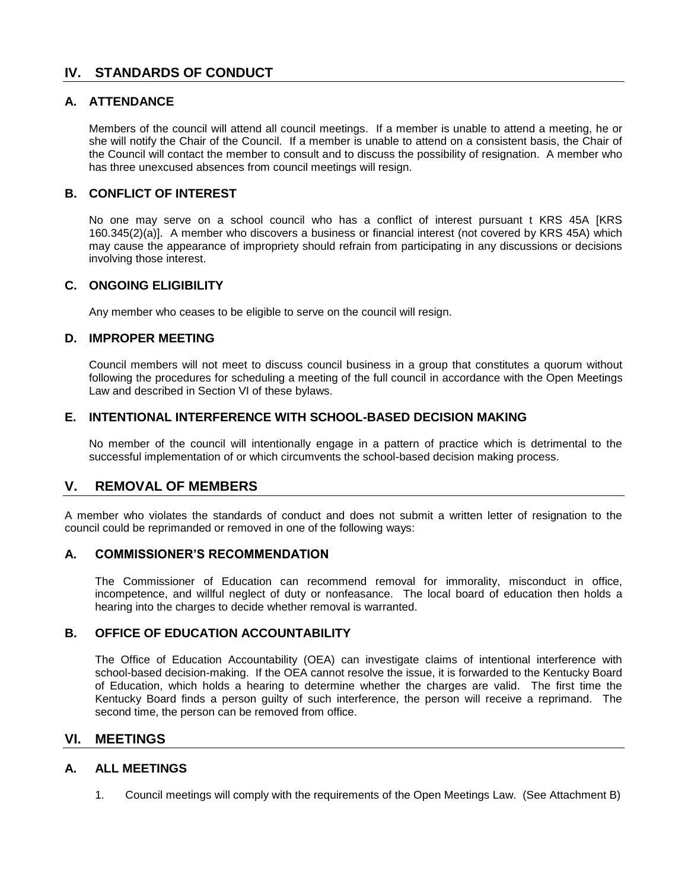## IV. STANDARDS OF CONDUCT

### A. ATTENDANCE

Members of the council will attend all council meetings. If a member is unable to attend a meeting, he or she will notify the Chair of the Council. If a member is unable to attend on a consistent basis, the Chair of the Council will contact the member to consult and to discuss the possibility of resignation. A member who has three unexcused absences from council meetings will resign.

### B. CONFLICT OF INTEREST

No one may serve on a school council who has a conflict of interest pursuant t KRS 45A [KRS 160.345(2)(a)]. A member who discovers a business or financial interest (not covered by KRS 45A) which may cause the appearance of impropriety should refrain from participating in any discussions or decisions involving those interest.

### C. ONGOING ELIGIBILITY

Any member who ceases to be eligible to serve on the council will resign.

### D. IMPROPER MEETING

Council members will not meet to discuss council business in a group that constitutes a quorum without following the procedures for scheduling a meeting of the full council in accordance with the Open Meetings Law and described in Section VI of these bylaws.

### E. INTENTIONAL INTERFERENCE WITH SCHOOL-BASED DECISION MAKING

No member of the council will intentionally engage in a pattern of practice which is detrimental to the successful implementation of or which circumvents the school-based decision making process.

## V. REMOVAL OF MEMBERS

A member who violates the standards of conduct and does not submit a written letter of resignation to the council could be reprimanded or removed in one of the following ways:

### A. COMMISSIONER'S RECOMMENDATION

The Commissioner of Education can recommend removal for immorality, misconduct in office, incompetence, and willful neglect of duty or nonfeasance. The local board of education then holds a hearing into the charges to decide whether removal is warranted.

### B. OFFICE OF EDUCATION ACCOUNTABILITY

The Office of Education Accountability (OEA) can investigate claims of intentional interference with school-based decision-making. If the OEA cannot resolve the issue, it is forwarded to the Kentucky Board of Education, which holds a hearing to determine whether the charges are valid. The first time the Kentucky Board finds a person guilty of such interference, the person will receive a reprimand. The second time, the person can be removed from office.

## VI. MEETINGS

### A. ALL MEETINGS

1. Council meetings will comply with the requirements of the Open Meetings Law. (See Attachment B)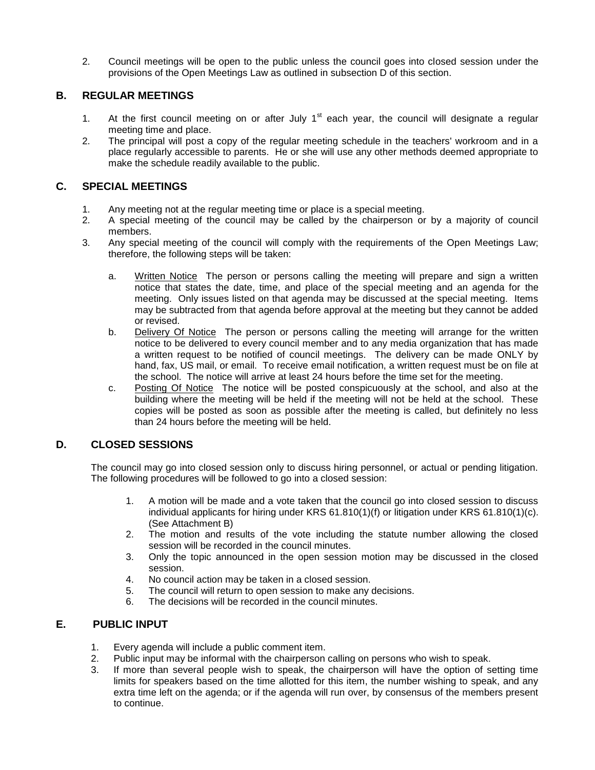2. Council meetings will be open to the public unless the council goes into closed session under the provisions of the Open Meetings Law as outlined in subsection D of this section.

## B. REGULAR MEETINGS

1. At the first council meeting on or after July 1st each year, the council will designate a regular meeting time and place.
2. The principal will post a copy of the regular meeting schedule in the teachers' workroom and in a place regularly accessible to parents. He or she will use any other methods deemed appropriate to make the schedule readily available to the public.

## C. SPECIAL MEETINGS

1. Any meeting not at the regular meeting time or place is a special meeting.
2. A special meeting of the council may be called by the chairperson or by a majority of council members.
3. Any special meeting of the council will comply with the requirements of the Open Meetings Law; therefore, the following steps will be taken:

   a. Written Notice The person or persons calling the meeting will prepare and sign a written notice that states the date, time, and place of the special meeting and an agenda for the meeting. Only issues listed on that agenda may be discussed at the special meeting. Items may be subtracted from that agenda before approval at the meeting but they cannot be added or revised.

   b. Delivery Of Notice The person or persons calling the meeting will arrange for the written notice to be delivered to every council member and to any media organization that has made a written request to be notified of council meetings. The delivery can be made ONLY by hand, fax, US mail, or email. To receive email notification, a written request must be on file at the school. The notice will arrive at least 24 hours before the time set for the meeting.

   c. Posting Of Notice The notice will be posted conspicuously at the school, and also at the building where the meeting will be held if the meeting will not be held at the school. These copies will be posted as soon as possible after the meeting is called, but definitely no less than 24 hours before the meeting will be held.

## D. CLOSED SESSIONS

The council may go into closed session only to discuss hiring personnel, or actual or pending litigation. The following procedures will be followed to go into a closed session:

1. A motion will be made and a vote taken that the council go into closed session to discuss individual applicants for hiring under KRS 61.810(1)(f) or litigation under KRS 61.810(1)(c). (See Attachment B)
2. The motion and results of the vote including the statute number allowing the closed session will be recorded in the council minutes.
3. Only the topic announced in the open session motion may be discussed in the closed session.
4. No council action may be taken in a closed session.
5. The council will return to open session to make any decisions.
6. The decisions will be recorded in the council minutes.

## E. PUBLIC INPUT

1. Every agenda will include a public comment item.
2. Public input may be informal with the chairperson calling on persons who wish to speak.
3. If more than several people wish to speak, the chairperson will have the option of setting time limits for speakers based on the time allotted for this item, the number wishing to speak, and any extra time left on the agenda; or if the agenda will run over, by consensus of the members present to continue.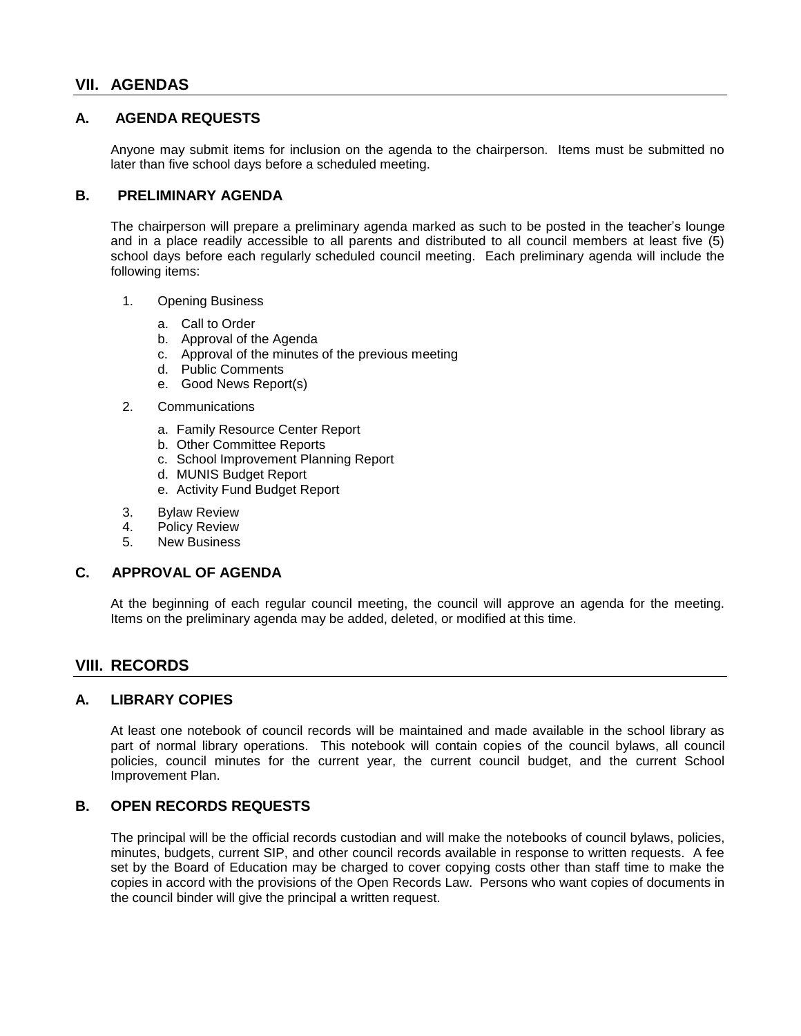## VII. AGENDAS

### A. AGENDA REQUESTS

Anyone may submit items for inclusion on the agenda to the chairperson. Items must be submitted no later than five school days before a scheduled meeting.

### B. PRELIMINARY AGENDA

The chairperson will prepare a preliminary agenda marked as such to be posted in the teacher's lounge and in a place readily accessible to all parents and distributed to all council members at least five (5) school days before each regularly scheduled council meeting. Each preliminary agenda will include the following items:

1. Opening Business
   a. Call to Order
   b. Approval of the Agenda
   c. Approval of the minutes of the previous meeting
   d. Public Comments
   e. Good News Report(s)
2. Communications
   a. Family Resource Center Report
   b. Other Committee Reports
   c. School Improvement Planning Report
   d. MUNIS Budget Report
   e. Activity Fund Budget Report
3. Bylaw Review
4. Policy Review
5. New Business

### C. APPROVAL OF AGENDA

At the beginning of each regular council meeting, the council will approve an agenda for the meeting. Items on the preliminary agenda may be added, deleted, or modified at this time.

## VIII. RECORDS

### A. LIBRARY COPIES

At least one notebook of council records will be maintained and made available in the school library as part of normal library operations. This notebook will contain copies of the council bylaws, all council policies, council minutes for the current year, the current council budget, and the current School Improvement Plan.

### B. OPEN RECORDS REQUESTS

The principal will be the official records custodian and will make the notebooks of council bylaws, policies, minutes, budgets, current SIP, and other council records available in response to written requests. A fee set by the Board of Education may be charged to cover copying costs other than staff time to make the copies in accord with the provisions of the Open Records Law. Persons who want copies of documents in the council binder will give the principal a written request.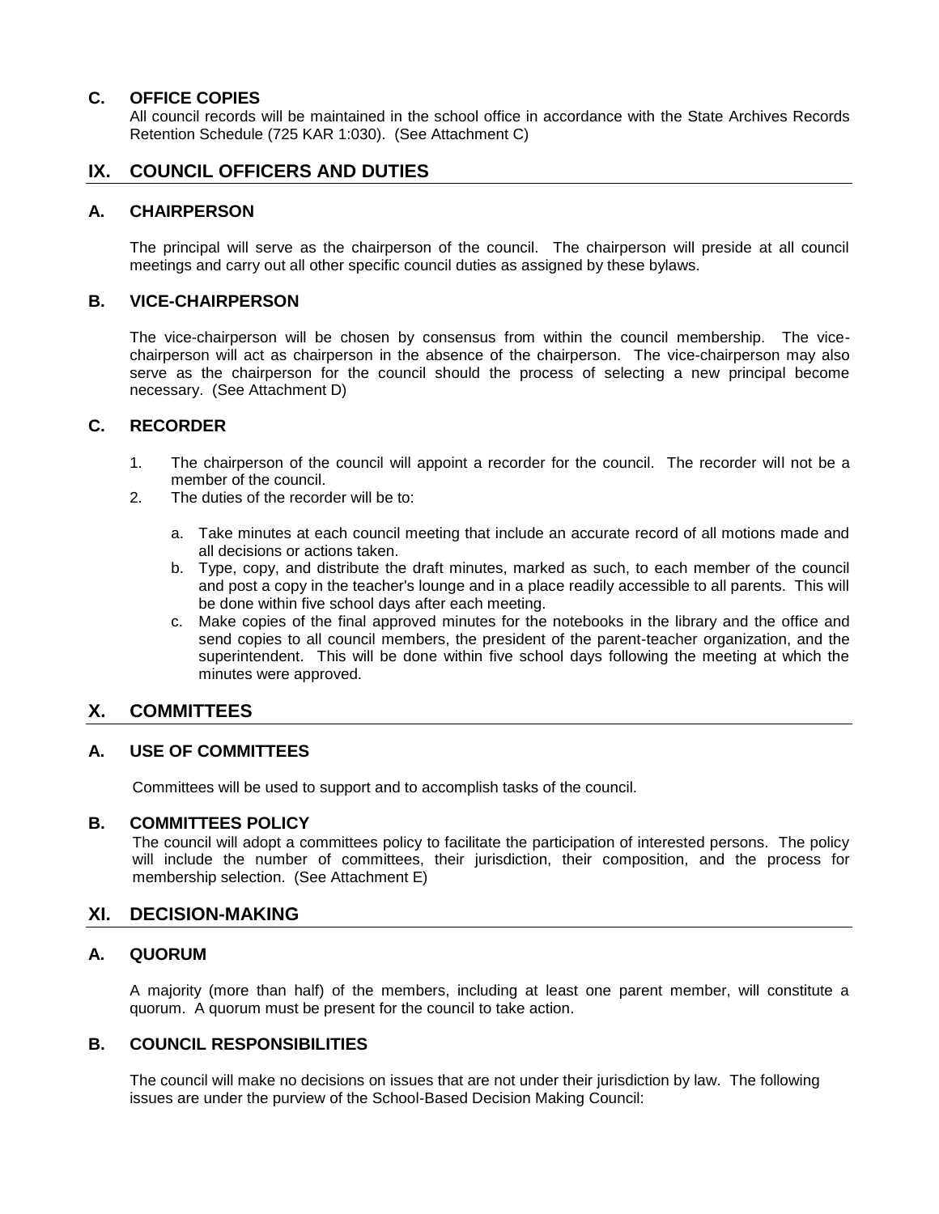### C. OFFICE COPIES

All council records will be maintained in the school office in accordance with the State Archives Records Retention Schedule (725 KAR 1:030). (See Attachment C)

## IX. COUNCIL OFFICERS AND DUTIES

### A. CHAIRPERSON

The principal will serve as the chairperson of the council. The chairperson will preside at all council meetings and carry out all other specific council duties as assigned by these bylaws.

### B. VICE-CHAIRPERSON

The vice-chairperson will be chosen by consensus from within the council membership. The vice-chairperson will act as chairperson in the absence of the chairperson. The vice-chairperson may also serve as the chairperson for the council should the process of selecting a new principal become necessary. (See Attachment D)

### C. RECORDER

1. The chairperson of the council will appoint a recorder for the council. The recorder will not be a member of the council.
2. The duties of the recorder will be to:
   a. Take minutes at each council meeting that include an accurate record of all motions made and all decisions or actions taken.
   b. Type, copy, and distribute the draft minutes, marked as such, to each member of the council and post a copy in the teacher's lounge and in a place readily accessible to all parents. This will be done within five school days after each meeting.
   c. Make copies of the final approved minutes for the notebooks in the library and the office and send copies to all council members, the president of the parent-teacher organization, and the superintendent. This will be done within five school days following the meeting at which the minutes were approved.

## X. COMMITTEES

### A. USE OF COMMITTEES

Committees will be used to support and to accomplish tasks of the council.

### B. COMMITTEES POLICY

The council will adopt a committees policy to facilitate the participation of interested persons. The policy will include the number of committees, their jurisdiction, their composition, and the process for membership selection. (See Attachment E)

## XI. DECISION-MAKING

### A. QUORUM

A majority (more than half) of the members, including at least one parent member, will constitute a quorum. A quorum must be present for the council to take action.

### B. COUNCIL RESPONSIBILITIES

The council will make no decisions on issues that are not under their jurisdiction by law. The following issues are under the purview of the School-Based Decision Making Council: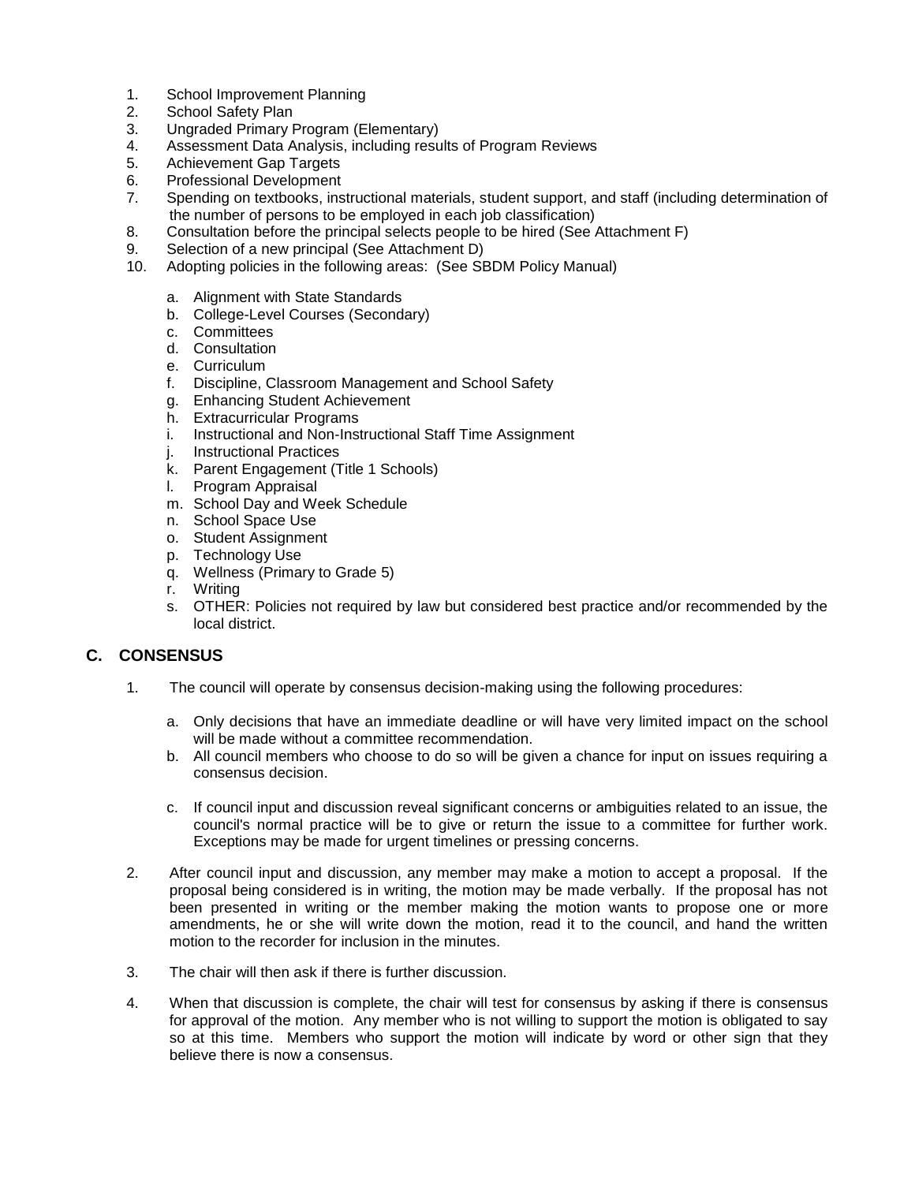1. School Improvement Planning
2. School Safety Plan
3. Ungraded Primary Program (Elementary)
4. Assessment Data Analysis, including results of Program Reviews
5. Achievement Gap Targets
6. Professional Development
7. Spending on textbooks, instructional materials, student support, and staff (including determination of the number of persons to be employed in each job classification)
8. Consultation before the principal selects people to be hired (See Attachment F)
9. Selection of a new principal (See Attachment D)
10. Adopting policies in the following areas: (See SBDM Policy Manual)

    a. Alignment with State Standards
    b. College-Level Courses (Secondary)
    c. Committees
    d. Consultation
    e. Curriculum
    f. Discipline, Classroom Management and School Safety
    g. Enhancing Student Achievement
    h. Extracurricular Programs
    i. Instructional and Non-Instructional Staff Time Assignment
    j. Instructional Practices
    k. Parent Engagement (Title 1 Schools)
    l. Program Appraisal
    m. School Day and Week Schedule
    n. School Space Use
    o. Student Assignment
    p. Technology Use
    q. Wellness (Primary to Grade 5)
    r. Writing
    s. OTHER: Policies not required by law but considered best practice and/or recommended by the local district.

## C. CONSENSUS

1. The council will operate by consensus decision-making using the following procedures:

    a. Only decisions that have an immediate deadline or will have very limited impact on the school will be made without a committee recommendation.
    b. All council members who choose to do so will be given a chance for input on issues requiring a consensus decision.
    c. If council input and discussion reveal significant concerns or ambiguities related to an issue, the council's normal practice will be to give or return the issue to a committee for further work. Exceptions may be made for urgent timelines or pressing concerns.

2. After council input and discussion, any member may make a motion to accept a proposal. If the proposal being considered is in writing, the motion may be made verbally. If the proposal has not been presented in writing or the member making the motion wants to propose one or more amendments, he or she will write down the motion, read it to the council, and hand the written motion to the recorder for inclusion in the minutes.

3. The chair will then ask if there is further discussion.

4. When that discussion is complete, the chair will test for consensus by asking if there is consensus for approval of the motion. Any member who is not willing to support the motion is obligated to say so at this time. Members who support the motion will indicate by word or other sign that they believe there is now a consensus.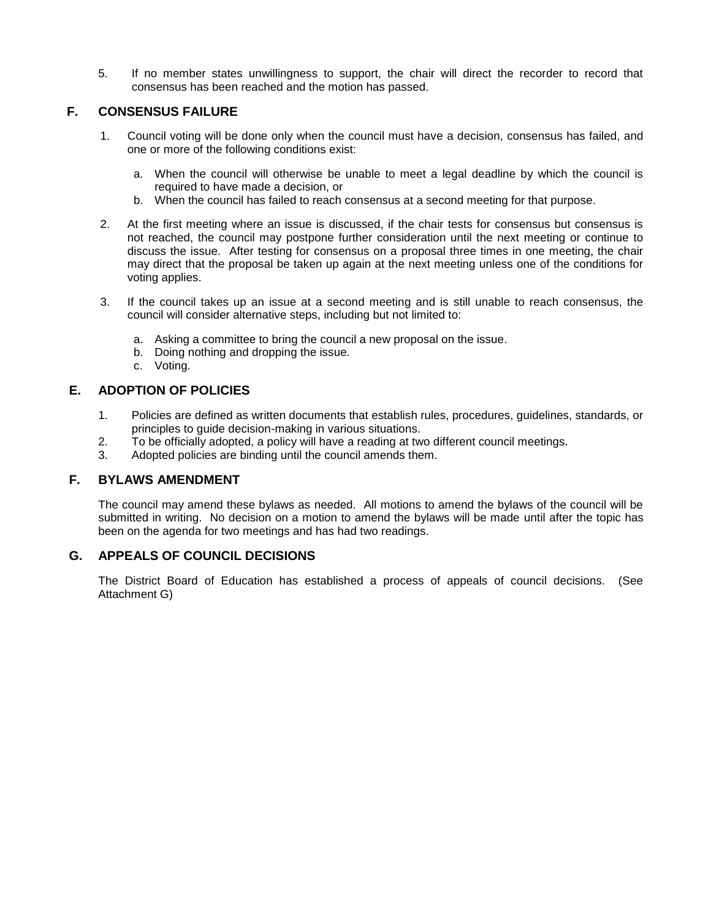5. If no member states unwillingness to support, the chair will direct the recorder to record that consensus has been reached and the motion has passed.

## F. CONSENSUS FAILURE

1. Council voting will be done only when the council must have a decision, consensus has failed, and one or more of the following conditions exist:

   a. When the council will otherwise be unable to meet a legal deadline by which the council is required to have made a decision, or
   b. When the council has failed to reach consensus at a second meeting for that purpose.

2. At the first meeting where an issue is discussed, if the chair tests for consensus but consensus is not reached, the council may postpone further consideration until the next meeting or continue to discuss the issue. After testing for consensus on a proposal three times in one meeting, the chair may direct that the proposal be taken up again at the next meeting unless one of the conditions for voting applies.

3. If the council takes up an issue at a second meeting and is still unable to reach consensus, the council will consider alternative steps, including but not limited to:

   a. Asking a committee to bring the council a new proposal on the issue.
   b. Doing nothing and dropping the issue.
   c. Voting.

## E. ADOPTION OF POLICIES

1. Policies are defined as written documents that establish rules, procedures, guidelines, standards, or principles to guide decision-making in various situations.
2. To be officially adopted, a policy will have a reading at two different council meetings.
3. Adopted policies are binding until the council amends them.

## F. BYLAWS AMENDMENT

The council may amend these bylaws as needed. All motions to amend the bylaws of the council will be submitted in writing. No decision on a motion to amend the bylaws will be made until after the topic has been on the agenda for two meetings and has had two readings.

## G. APPEALS OF COUNCIL DECISIONS

The District Board of Education has established a process of appeals of council decisions. (See Attachment G)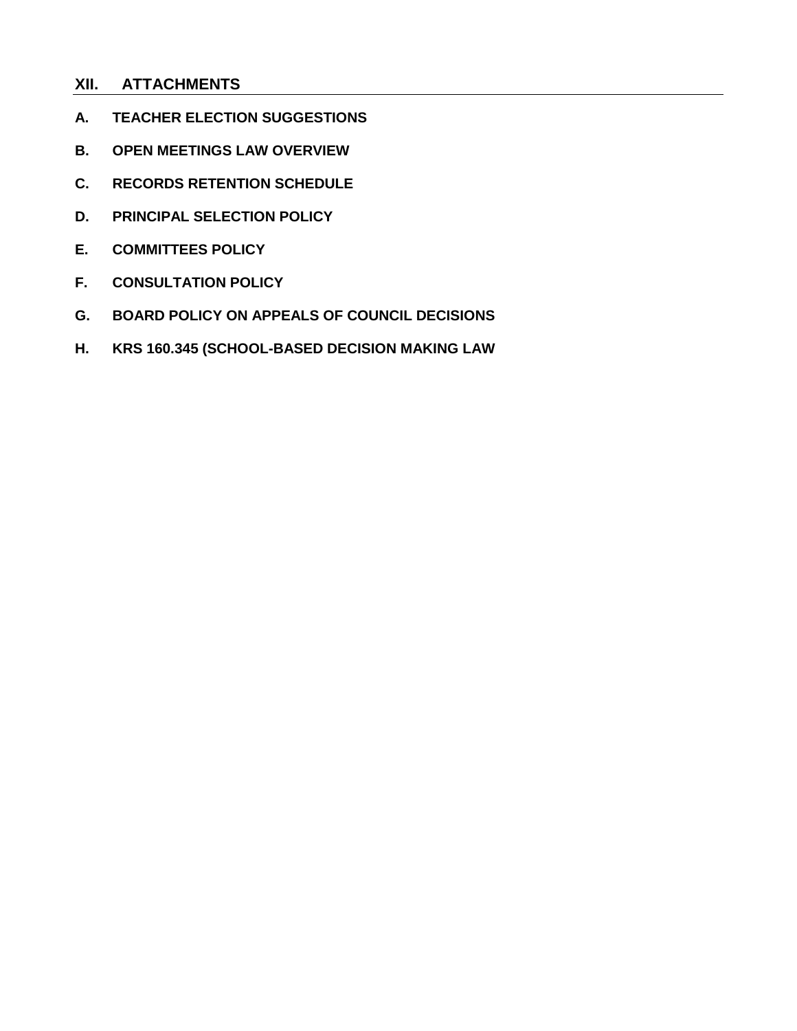## XII. ATTACHMENTS

**A. TEACHER ELECTION SUGGESTIONS**

**B. OPEN MEETINGS LAW OVERVIEW**

**C. RECORDS RETENTION SCHEDULE**

**D. PRINCIPAL SELECTION POLICY**

**E. COMMITTEES POLICY**

**F. CONSULTATION POLICY**

**G. BOARD POLICY ON APPEALS OF COUNCIL DECISIONS**

**H. KRS 160.345 (SCHOOL-BASED DECISION MAKING LAW**